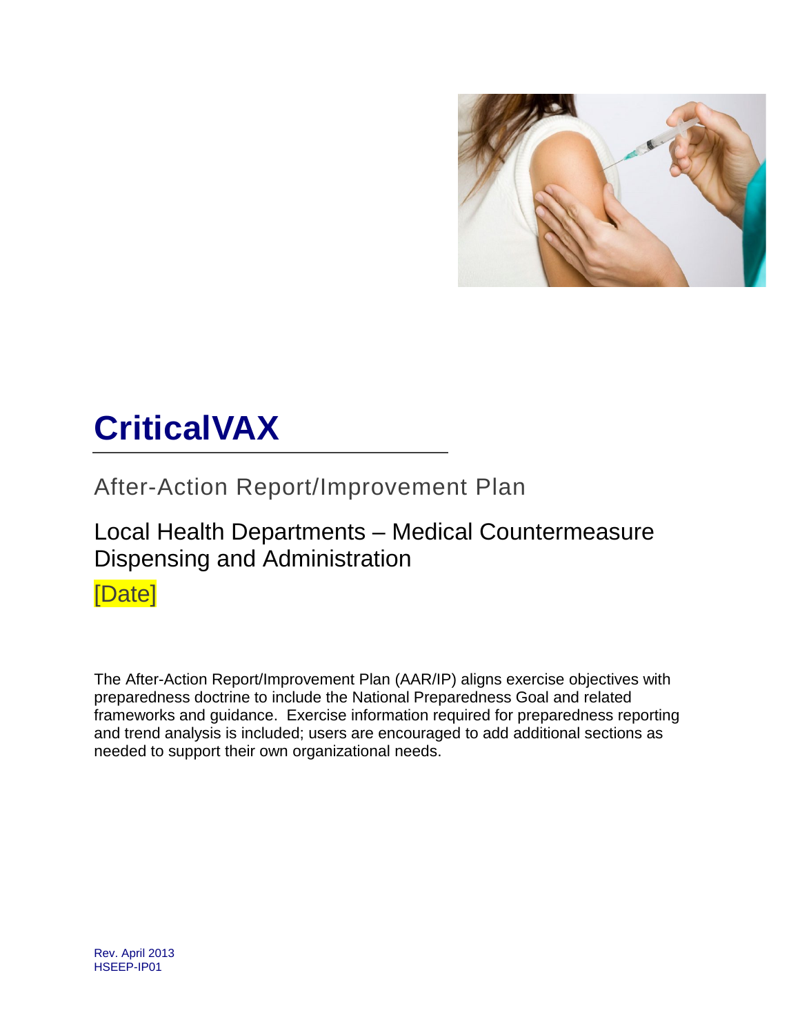# CriticalVAX

## After-Action Report/Improvement Plan

### Local Health Departments – Medical Countermeasure Dispensing and Administration

[Date]

The After-Action Report/Improvement Plan (AAR/IP) aligns exercise objectives with preparedness doctrine to include the National Preparedness Goal and related frameworks and guidance. Exercise information required for preparedness reporting and trend analysis is included; users are encouraged to add additional sections as needed to support their own organizational needs.

Rev. April 2013
HSEEP-IP01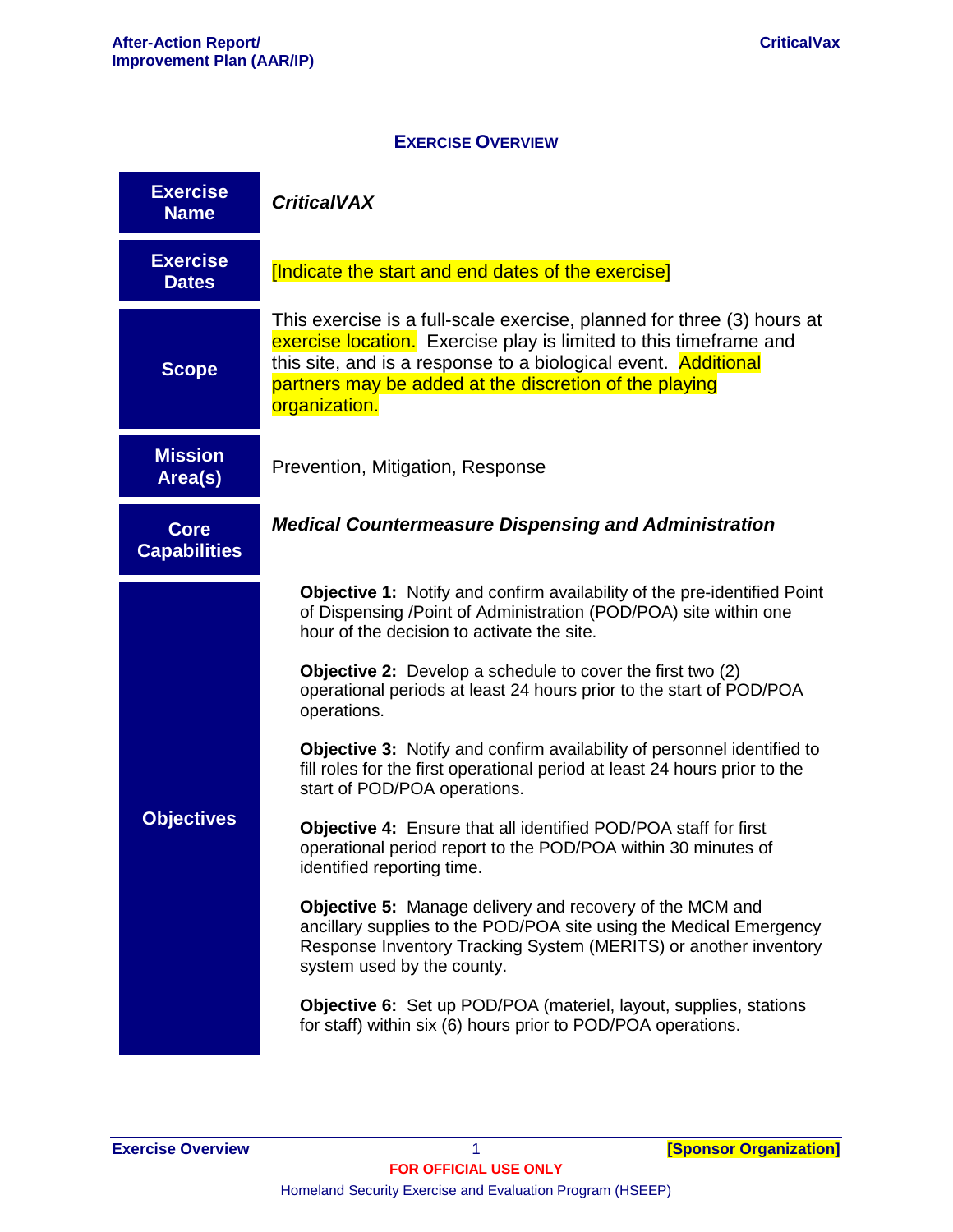## EXERCISE OVERVIEW

| | |
|---|---|
| **Exercise Name** | ***CriticalVAX*** |
| **Exercise Dates** | [Indicate the start and end dates of the exercise] |
| **Scope** | This exercise is a full-scale exercise, planned for three (3) hours at exercise location. Exercise play is limited to this timeframe and this site, and is a response to a biological event. Additional partners may be added at the discretion of the playing organization. |
| **Mission Area(s)** | Prevention, Mitigation, Response |
| **Core Capabilities** | ***Medical Countermeasure Dispensing and Administration*** |
| **Objectives** | **Objective 1:** Notify and confirm availability of the pre-identified Point of Dispensing /Point of Administration (POD/POA) site within one hour of the decision to activate the site.<br><br>**Objective 2:** Develop a schedule to cover the first two (2) operational periods at least 24 hours prior to the start of POD/POA operations.<br><br>**Objective 3:** Notify and confirm availability of personnel identified to fill roles for the first operational period at least 24 hours prior to the start of POD/POA operations.<br><br>**Objective 4:** Ensure that all identified POD/POA staff for first operational period report to the POD/POA within 30 minutes of identified reporting time.<br><br>**Objective 5:** Manage delivery and recovery of the MCM and ancillary supplies to the POD/POA site using the Medical Emergency Response Inventory Tracking System (MERITS) or another inventory system used by the county.<br><br>**Objective 6:** Set up POD/POA (materiel, layout, supplies, stations for staff) within six (6) hours prior to POD/POA operations. |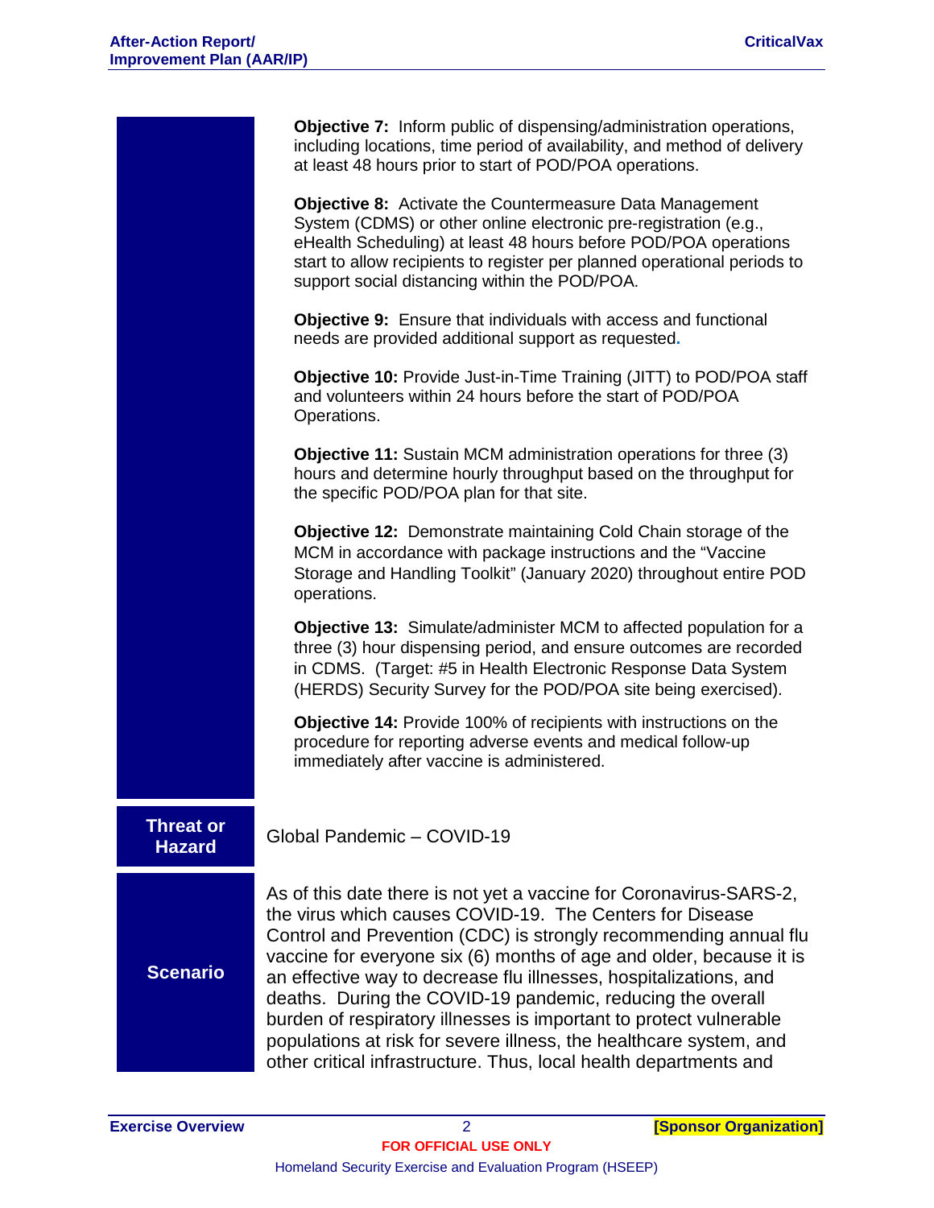**Objective 7:** Inform public of dispensing/administration operations, including locations, time period of availability, and method of delivery at least 48 hours prior to start of POD/POA operations.

**Objective 8:** Activate the Countermeasure Data Management System (CDMS) or other online electronic pre-registration (e.g., eHealth Scheduling) at least 48 hours before POD/POA operations start to allow recipients to register per planned operational periods to support social distancing within the POD/POA.

**Objective 9:** Ensure that individuals with access and functional needs are provided additional support as requested.

**Objective 10:** Provide Just-in-Time Training (JITT) to POD/POA staff and volunteers within 24 hours before the start of POD/POA Operations.

**Objective 11:** Sustain MCM administration operations for three (3) hours and determine hourly throughput based on the throughput for the specific POD/POA plan for that site.

**Objective 12:** Demonstrate maintaining Cold Chain storage of the MCM in accordance with package instructions and the "Vaccine Storage and Handling Toolkit" (January 2020) throughout entire POD operations.

**Objective 13:** Simulate/administer MCM to affected population for a three (3) hour dispensing period, and ensure outcomes are recorded in CDMS. (Target: #5 in Health Electronic Response Data System (HERDS) Security Survey for the POD/POA site being exercised).

**Objective 14:** Provide 100% of recipients with instructions on the procedure for reporting adverse events and medical follow-up immediately after vaccine is administered.

**Threat or Hazard**

Global Pandemic – COVID-19

**Scenario**

As of this date there is not yet a vaccine for Coronavirus-SARS-2, the virus which causes COVID-19. The Centers for Disease Control and Prevention (CDC) is strongly recommending annual flu vaccine for everyone six (6) months of age and older, because it is an effective way to decrease flu illnesses, hospitalizations, and deaths. During the COVID-19 pandemic, reducing the overall burden of respiratory illnesses is important to protect vulnerable populations at risk for severe illness, the healthcare system, and other critical infrastructure. Thus, local health departments and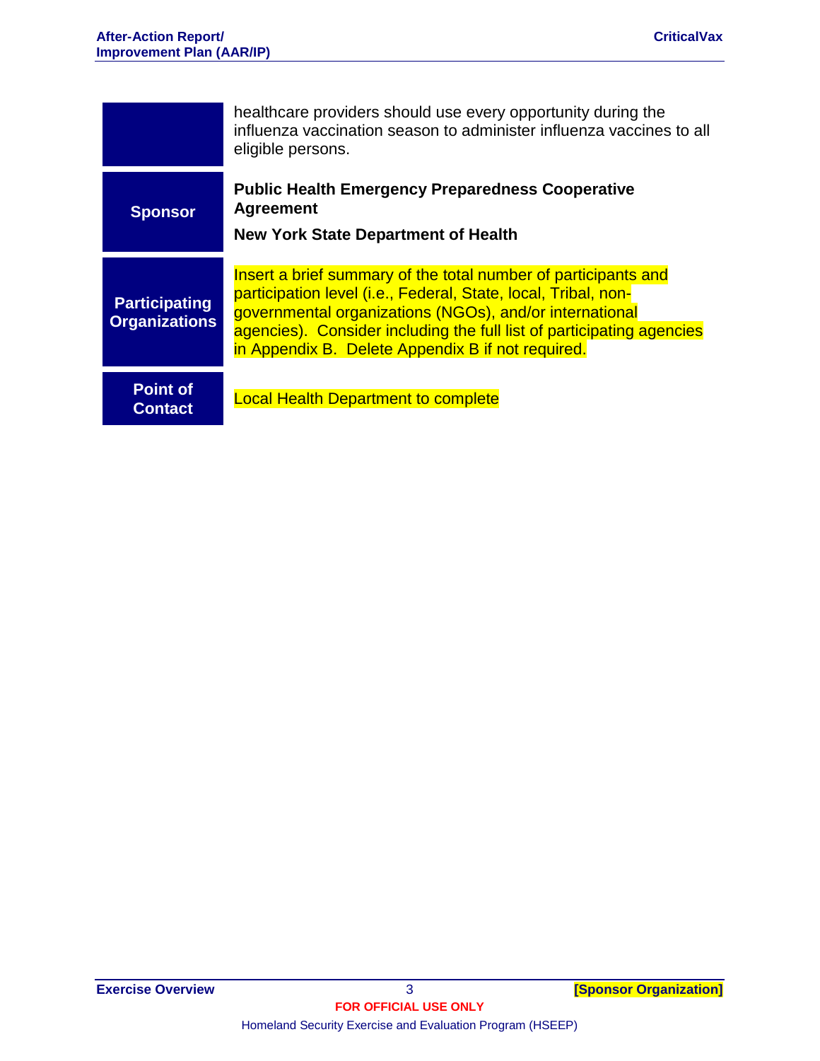| | |
|---|---|
| | healthcare providers should use every opportunity during the influenza vaccination season to administer influenza vaccines to all eligible persons. |
| **Sponsor** | **Public Health Emergency Preparedness Cooperative Agreement**<br><br>**New York State Department of Health** |
| **Participating Organizations** | Insert a brief summary of the total number of participants and participation level (i.e., Federal, State, local, Tribal, non-governmental organizations (NGOs), and/or international agencies). Consider including the full list of participating agencies in Appendix B. Delete Appendix B if not required. |
| **Point of Contact** | Local Health Department to complete |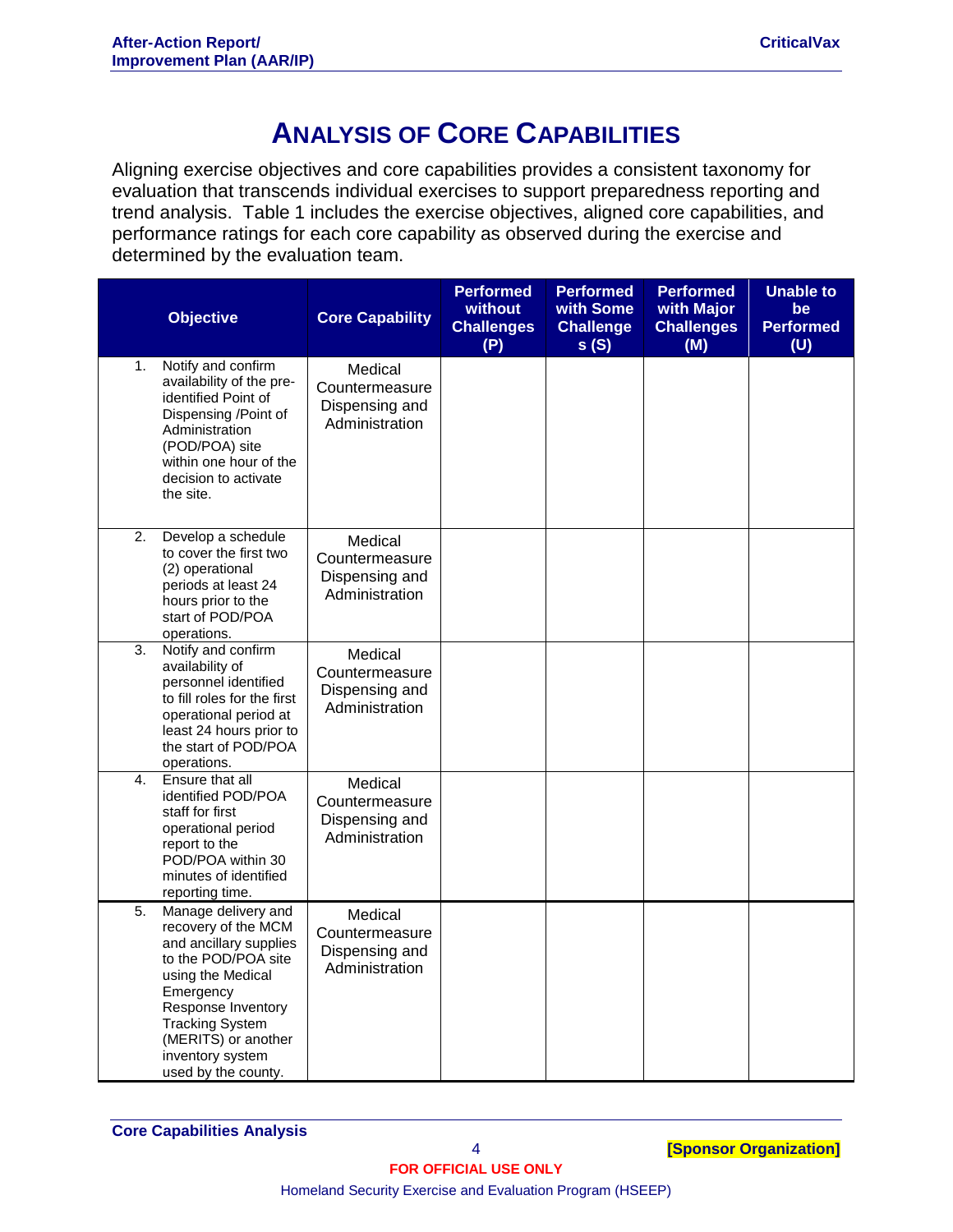# Analysis of Core Capabilities

Aligning exercise objectives and core capabilities provides a consistent taxonomy for evaluation that transcends individual exercises to support preparedness reporting and trend analysis. Table 1 includes the exercise objectives, aligned core capabilities, and performance ratings for each core capability as observed during the exercise and determined by the evaluation team.

| Objective | Core Capability | Performed without Challenges (P) | Performed with Some Challenges (S) | Performed with Major Challenges (M) | Unable to be Performed (U) |
|---|---|---|---|---|---|
| 1. Notify and confirm availability of the pre-identified Point of Dispensing /Point of Administration (POD/POA) site within one hour of the decision to activate the site. | Medical Countermeasure Dispensing and Administration | | | | |
| 2. Develop a schedule to cover the first two (2) operational periods at least 24 hours prior to the start of POD/POA operations. | Medical Countermeasure Dispensing and Administration | | | | |
| 3. Notify and confirm availability of personnel identified to fill roles for the first operational period at least 24 hours prior to the start of POD/POA operations. | Medical Countermeasure Dispensing and Administration | | | | |
| 4. Ensure that all identified POD/POA staff for first operational period report to the POD/POA within 30 minutes of identified reporting time. | Medical Countermeasure Dispensing and Administration | | | | |
| 5. Manage delivery and recovery of the MCM and ancillary supplies to the POD/POA site using the Medical Emergency Response Inventory Tracking System (MERITS) or another inventory system used by the county. | Medical Countermeasure Dispensing and Administration | | | | |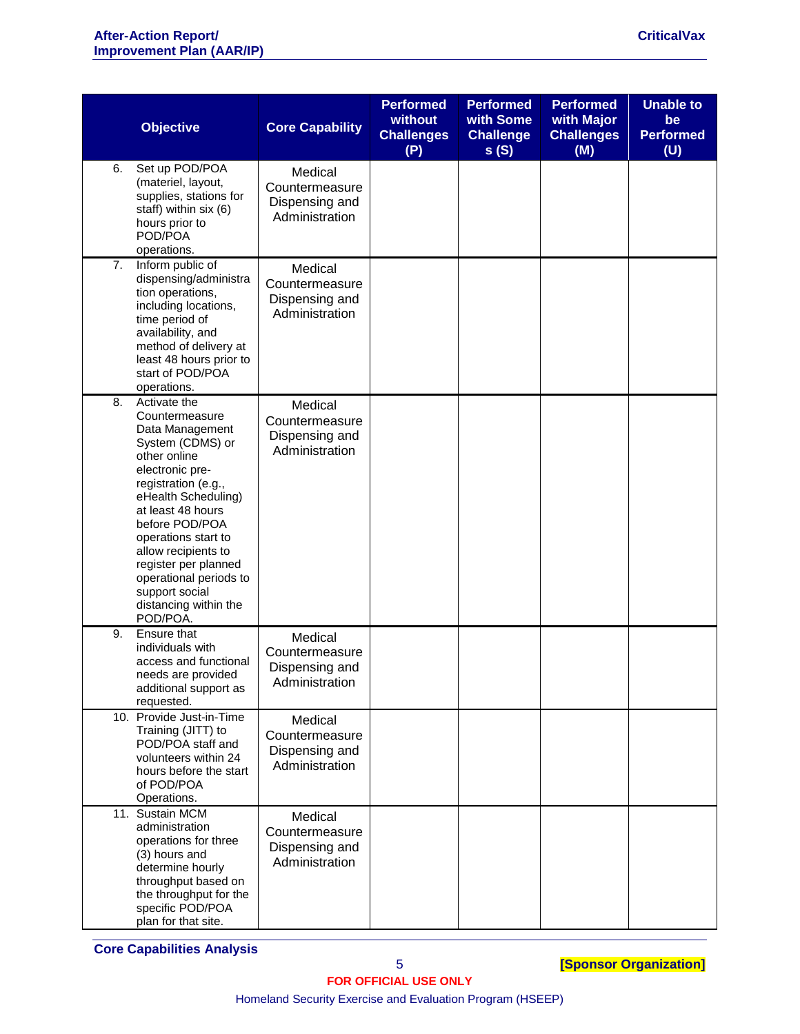| Objective | Core Capability | Performed without Challenges (P) | Performed with Some Challenges (S) | Performed with Major Challenges (M) | Unable to be Performed (U) |
|---|---|---|---|---|---|
| 6. Set up POD/POA (materiel, layout, supplies, stations for staff) within six (6) hours prior to POD/POA operations. | Medical Countermeasure Dispensing and Administration | | | | |
| 7. Inform public of dispensing/administration operations, including locations, time period of availability, and method of delivery at least 48 hours prior to start of POD/POA operations. | Medical Countermeasure Dispensing and Administration | | | | |
| 8. Activate the Countermeasure Data Management System (CDMS) or other online electronic pre-registration (e.g., eHealth Scheduling) at least 48 hours before POD/POA operations start to allow recipients to register per planned operational periods to support social distancing within the POD/POA. | Medical Countermeasure Dispensing and Administration | | | | |
| 9. Ensure that individuals with access and functional needs are provided additional support as requested. | Medical Countermeasure Dispensing and Administration | | | | |
| 10. Provide Just-in-Time Training (JITT) to POD/POA staff and volunteers within 24 hours before the start of POD/POA Operations. | Medical Countermeasure Dispensing and Administration | | | | |
| 11. Sustain MCM administration operations for three (3) hours and determine hourly throughput based on the throughput for the specific POD/POA plan for that site. | Medical Countermeasure Dispensing and Administration | | | | |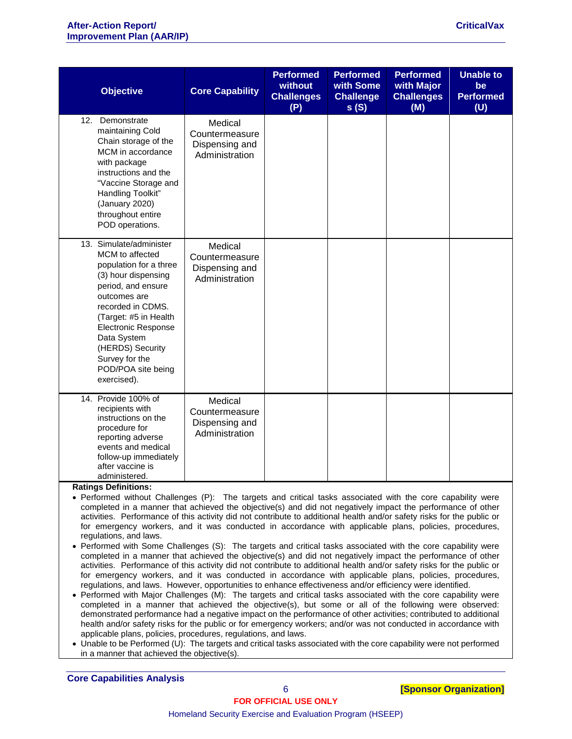| Objective | Core Capability | Performed without Challenges (P) | Performed with Some Challenges (S) | Performed with Major Challenges (M) | Unable to be Performed (U) |
|---|---|---|---|---|---|
| 12. Demonstrate maintaining Cold Chain storage of the MCM in accordance with package instructions and the "Vaccine Storage and Handling Toolkit" (January 2020) throughout entire POD operations. | Medical Countermeasure Dispensing and Administration | | | | |
| 13. Simulate/administer MCM to affected population for a three (3) hour dispensing period, and ensure outcomes are recorded in CDMS. (Target: #5 in Health Electronic Response Data System (HERDS) Security Survey for the POD/POA site being exercised). | Medical Countermeasure Dispensing and Administration | | | | |
| 14. Provide 100% of recipients with instructions on the procedure for reporting adverse events and medical follow-up immediately after vaccine is administered. | Medical Countermeasure Dispensing and Administration | | | | |

**Ratings Definitions:**

- Performed without Challenges (P): The targets and critical tasks associated with the core capability were completed in a manner that achieved the objective(s) and did not negatively impact the performance of other activities. Performance of this activity did not contribute to additional health and/or safety risks for the public or for emergency workers, and it was conducted in accordance with applicable plans, policies, procedures, regulations, and laws.
- Performed with Some Challenges (S): The targets and critical tasks associated with the core capability were completed in a manner that achieved the objective(s) and did not negatively impact the performance of other activities. Performance of this activity did not contribute to additional health and/or safety risks for the public or for emergency workers, and it was conducted in accordance with applicable plans, policies, procedures, regulations, and laws. However, opportunities to enhance effectiveness and/or efficiency were identified.
- Performed with Major Challenges (M): The targets and critical tasks associated with the core capability were completed in a manner that achieved the objective(s), but some or all of the following were observed: demonstrated performance had a negative impact on the performance of other activities; contributed to additional health and/or safety risks for the public or for emergency workers; and/or was not conducted in accordance with applicable plans, policies, procedures, regulations, and laws.
- Unable to be Performed (U): The targets and critical tasks associated with the core capability were not performed in a manner that achieved the objective(s).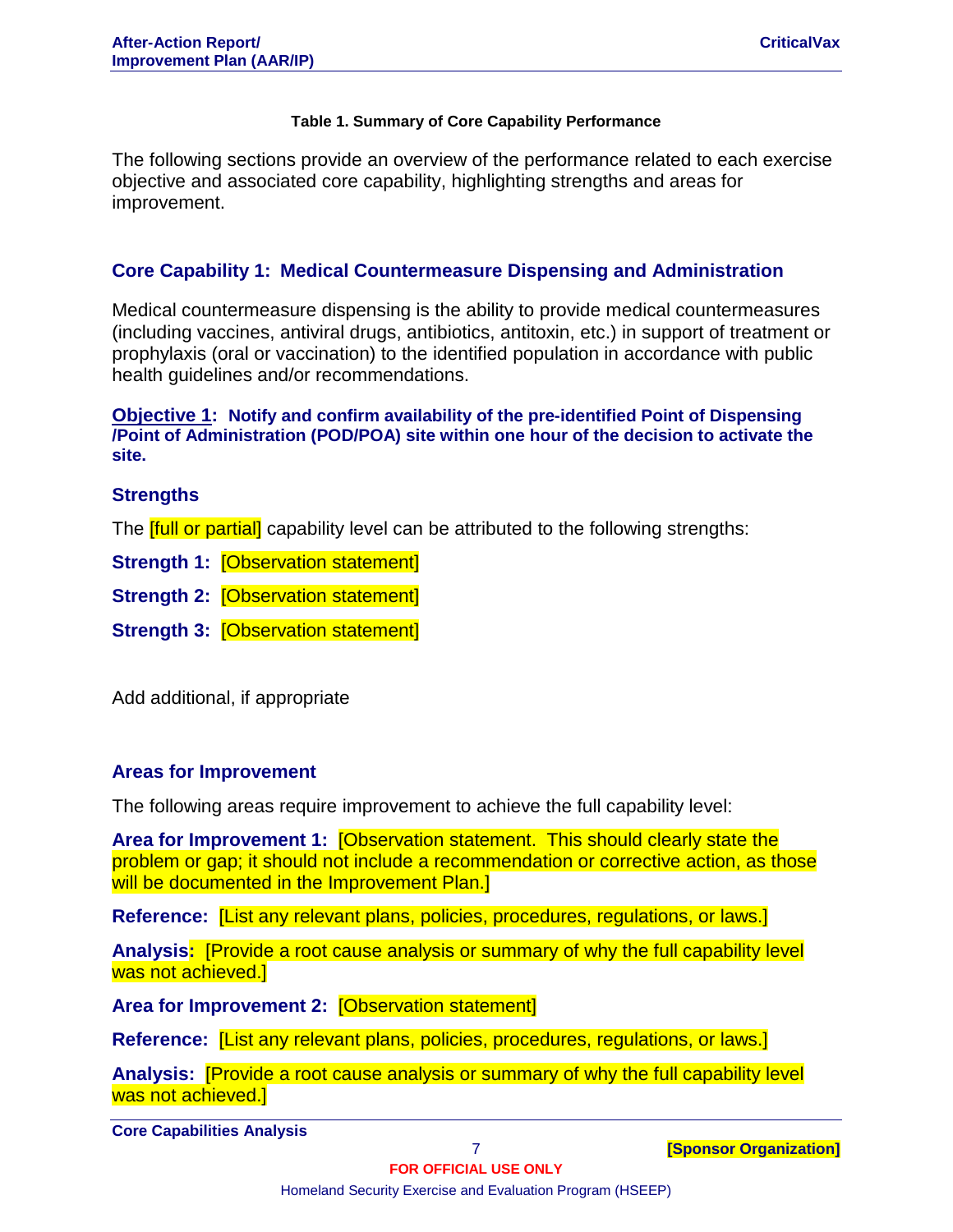**Table 1. Summary of Core Capability Performance**

The following sections provide an overview of the performance related to each exercise objective and associated core capability, highlighting strengths and areas for improvement.

## Core Capability 1: Medical Countermeasure Dispensing and Administration

Medical countermeasure dispensing is the ability to provide medical countermeasures (including vaccines, antiviral drugs, antibiotics, antitoxin, etc.) in support of treatment or prophylaxis (oral or vaccination) to the identified population in accordance with public health guidelines and/or recommendations.

**Objective 1: Notify and confirm availability of the pre-identified Point of Dispensing /Point of Administration (POD/POA) site within one hour of the decision to activate the site.**

### Strengths

The [full or partial] capability level can be attributed to the following strengths:

**Strength 1:** [Observation statement]

**Strength 2:** [Observation statement]

**Strength 3:** [Observation statement]

Add additional, if appropriate

### Areas for Improvement

The following areas require improvement to achieve the full capability level:

**Area for Improvement 1:** [Observation statement. This should clearly state the problem or gap; it should not include a recommendation or corrective action, as those will be documented in the Improvement Plan.]

**Reference:** [List any relevant plans, policies, procedures, regulations, or laws.]

**Analysis:** [Provide a root cause analysis or summary of why the full capability level was not achieved.]

**Area for Improvement 2:** [Observation statement]

**Reference:** [List any relevant plans, policies, procedures, regulations, or laws.]

**Analysis:** [Provide a root cause analysis or summary of why the full capability level was not achieved.]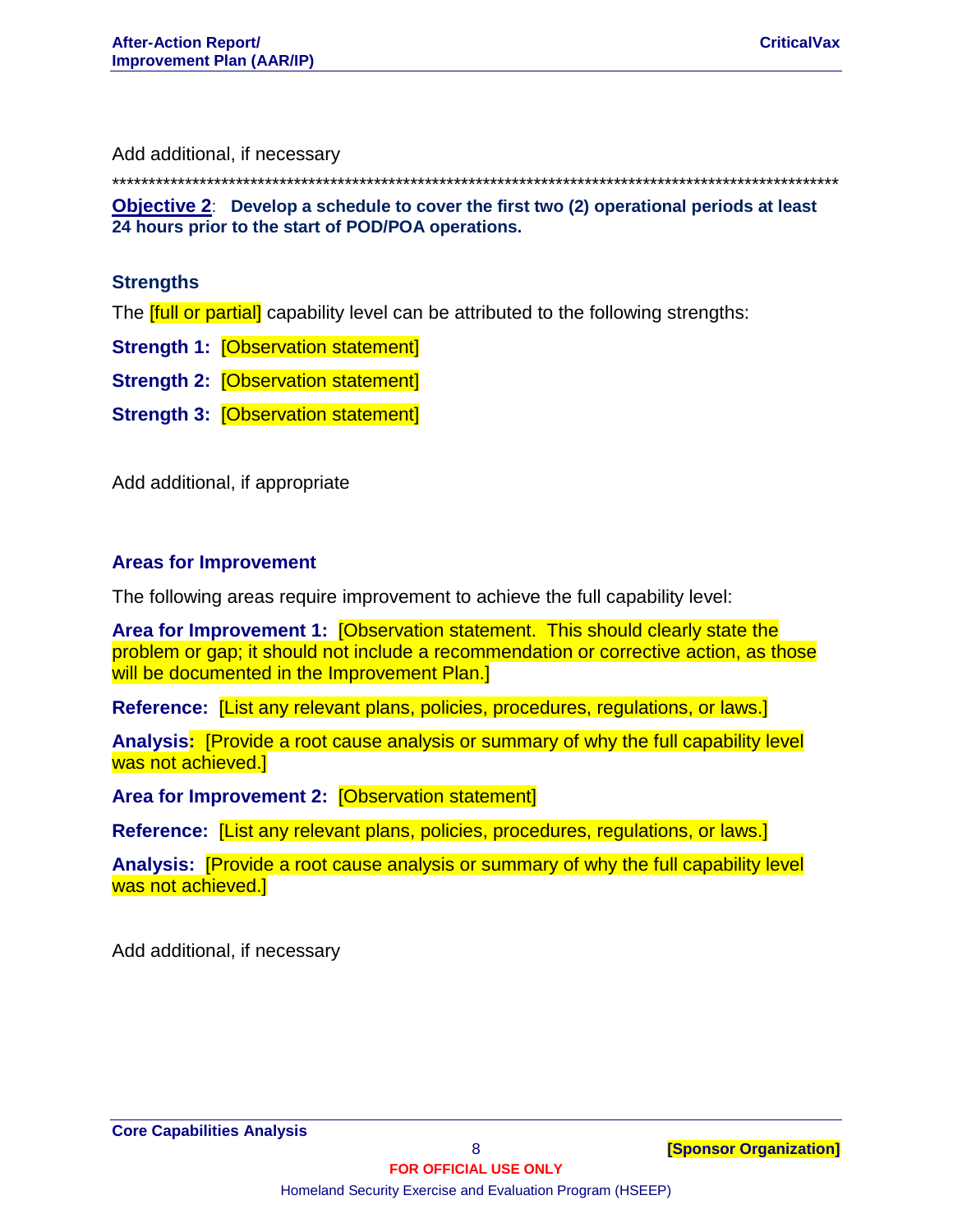Add additional, if necessary

****************************************************************************************************

**Objective 2**: **Develop a schedule to cover the first two (2) operational periods at least 24 hours prior to the start of POD/POA operations.**

### Strengths

The [full or partial] capability level can be attributed to the following strengths:

**Strength 1:** [Observation statement]

**Strength 2:** [Observation statement]

**Strength 3:** [Observation statement]

Add additional, if appropriate

### Areas for Improvement

The following areas require improvement to achieve the full capability level:

**Area for Improvement 1:** [Observation statement. This should clearly state the problem or gap; it should not include a recommendation or corrective action, as those will be documented in the Improvement Plan.]

**Reference:** [List any relevant plans, policies, procedures, regulations, or laws.]

**Analysis:** [Provide a root cause analysis or summary of why the full capability level was not achieved.]

**Area for Improvement 2:** [Observation statement]

**Reference:** [List any relevant plans, policies, procedures, regulations, or laws.]

**Analysis:** [Provide a root cause analysis or summary of why the full capability level was not achieved.]

Add additional, if necessary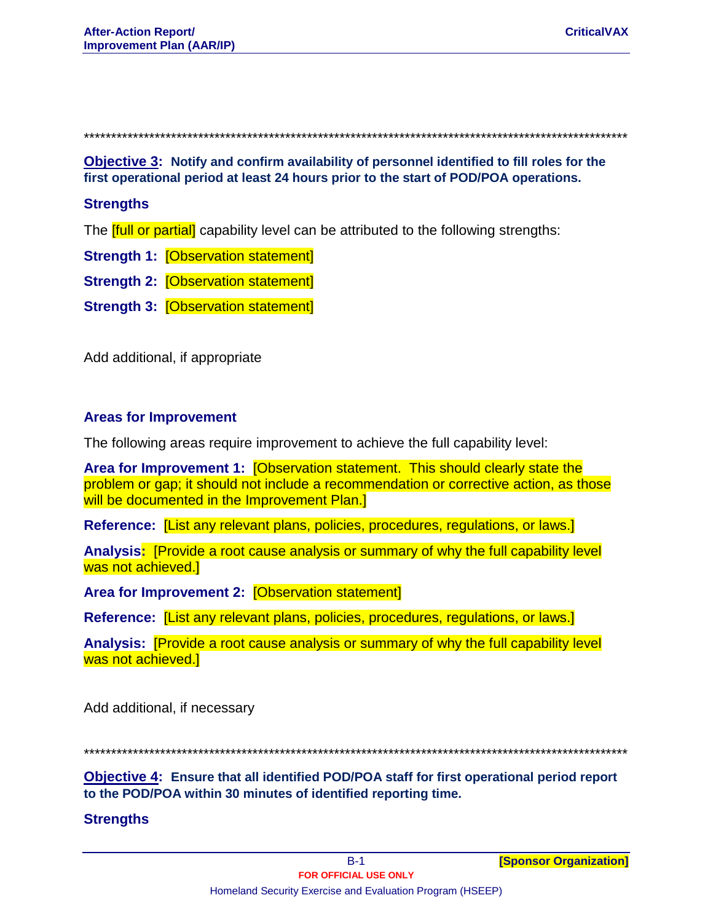****************************************************************************************************

**Objective 3: Notify and confirm availability of personnel identified to fill roles for the first operational period at least 24 hours prior to the start of POD/POA operations.**

### Strengths

The [full or partial] capability level can be attributed to the following strengths:

**Strength 1:** [Observation statement]

**Strength 2:** [Observation statement]

**Strength 3:** [Observation statement]

Add additional, if appropriate

### Areas for Improvement

The following areas require improvement to achieve the full capability level:

**Area for Improvement 1:** [Observation statement. This should clearly state the problem or gap; it should not include a recommendation or corrective action, as those will be documented in the Improvement Plan.]

**Reference:** [List any relevant plans, policies, procedures, regulations, or laws.]

**Analysis:** [Provide a root cause analysis or summary of why the full capability level was not achieved.]

**Area for Improvement 2:** [Observation statement]

**Reference:** [List any relevant plans, policies, procedures, regulations, or laws.]

**Analysis:** [Provide a root cause analysis or summary of why the full capability level was not achieved.]

Add additional, if necessary

****************************************************************************************************

**Objective 4: Ensure that all identified POD/POA staff for first operational period report to the POD/POA within 30 minutes of identified reporting time.**

### Strengths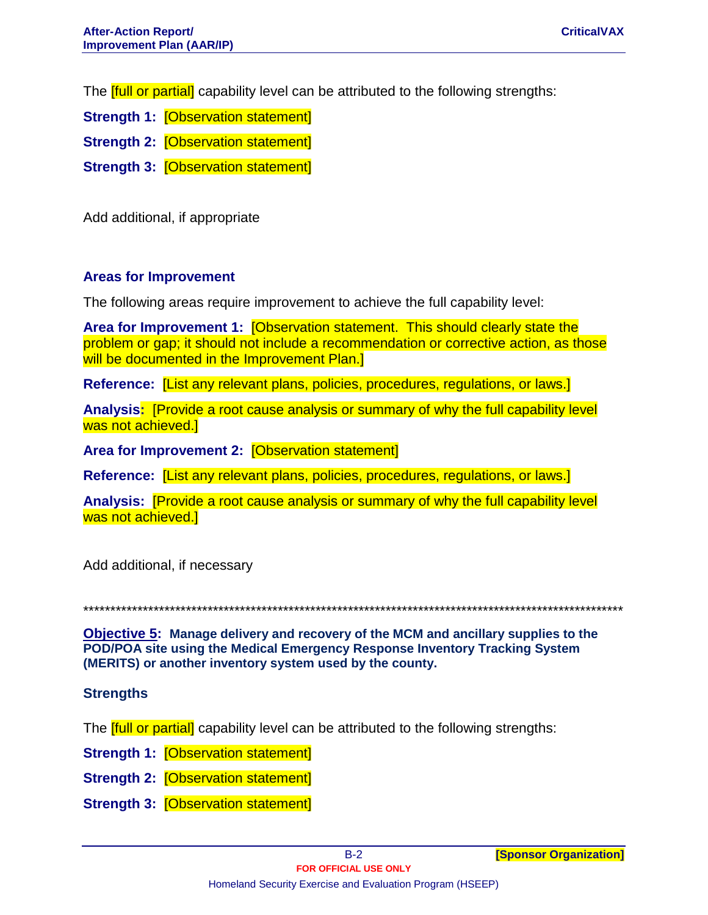The [full or partial] capability level can be attributed to the following strengths:

**Strength 1:** [Observation statement]

**Strength 2:** [Observation statement]

**Strength 3:** [Observation statement]

Add additional, if appropriate

### Areas for Improvement

The following areas require improvement to achieve the full capability level:

**Area for Improvement 1:** [Observation statement. This should clearly state the problem or gap; it should not include a recommendation or corrective action, as those will be documented in the Improvement Plan.]

**Reference:** [List any relevant plans, policies, procedures, regulations, or laws.]

**Analysis:** [Provide a root cause analysis or summary of why the full capability level was not achieved.]

**Area for Improvement 2:** [Observation statement]

**Reference:** [List any relevant plans, policies, procedures, regulations, or laws.]

**Analysis:** [Provide a root cause analysis or summary of why the full capability level was not achieved.]

Add additional, if necessary

****************************************************************************************************

**Objective 5: Manage delivery and recovery of the MCM and ancillary supplies to the POD/POA site using the Medical Emergency Response Inventory Tracking System (MERITS) or another inventory system used by the county.**

### Strengths

The [full or partial] capability level can be attributed to the following strengths:

**Strength 1:** [Observation statement]

**Strength 2:** [Observation statement]

**Strength 3:** [Observation statement]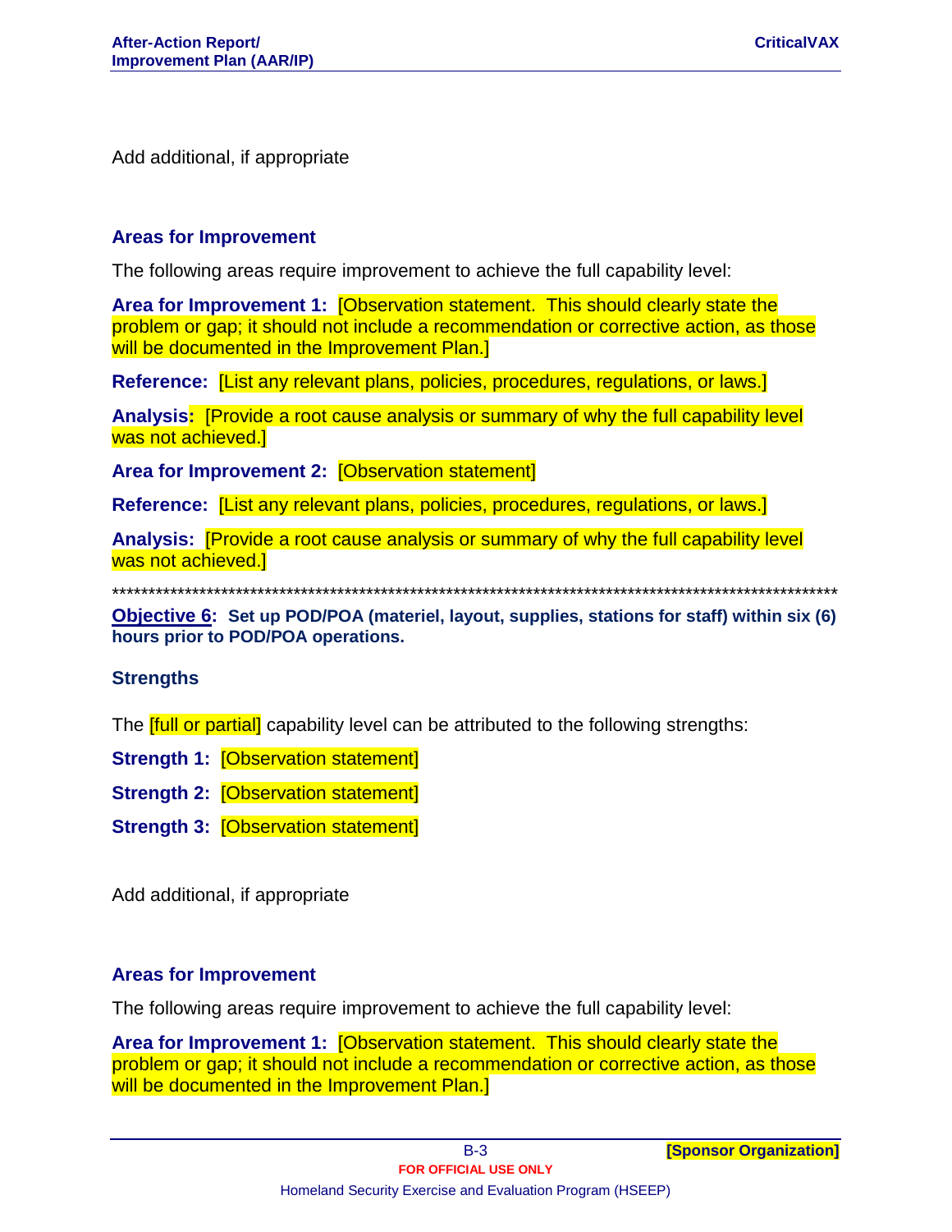Add additional, if appropriate

### Areas for Improvement

The following areas require improvement to achieve the full capability level:

**Area for Improvement 1:** [Observation statement. This should clearly state the problem or gap; it should not include a recommendation or corrective action, as those will be documented in the Improvement Plan.]

**Reference:** [List any relevant plans, policies, procedures, regulations, or laws.]

**Analysis:** [Provide a root cause analysis or summary of why the full capability level was not achieved.]

**Area for Improvement 2:** [Observation statement]

**Reference:** [List any relevant plans, policies, procedures, regulations, or laws.]

**Analysis:** [Provide a root cause analysis or summary of why the full capability level was not achieved.]

****************************************************************************************************

**Objective 6: Set up POD/POA (materiel, layout, supplies, stations for staff) within six (6) hours prior to POD/POA operations.**

### Strengths

The [full or partial] capability level can be attributed to the following strengths:

**Strength 1:** [Observation statement]

**Strength 2:** [Observation statement]

**Strength 3:** [Observation statement]

Add additional, if appropriate

### Areas for Improvement

The following areas require improvement to achieve the full capability level:

**Area for Improvement 1:** [Observation statement. This should clearly state the problem or gap; it should not include a recommendation or corrective action, as those will be documented in the Improvement Plan.]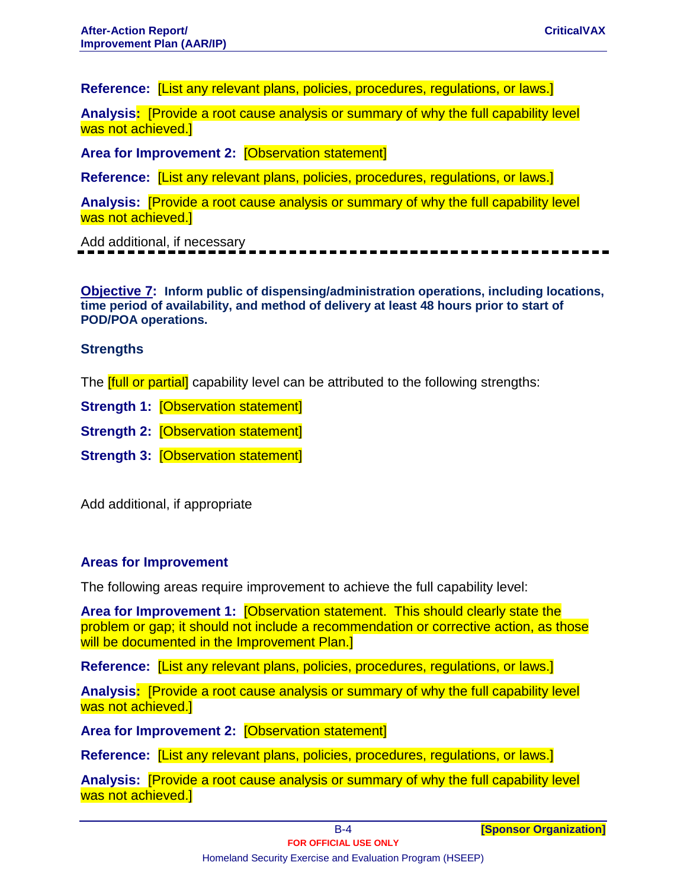**Reference:** [List any relevant plans, policies, procedures, regulations, or laws.]

**Analysis:** [Provide a root cause analysis or summary of why the full capability level was not achieved.]

**Area for Improvement 2:** [Observation statement]

**Reference:** [List any relevant plans, policies, procedures, regulations, or laws.]

**Analysis:** [Provide a root cause analysis or summary of why the full capability level was not achieved.]

Add additional, if necessary

---

**Objective 7: Inform public of dispensing/administration operations, including locations, time period of availability, and method of delivery at least 48 hours prior to start of POD/POA operations.**

### Strengths

The [full or partial] capability level can be attributed to the following strengths:

**Strength 1:** [Observation statement]

**Strength 2:** [Observation statement]

**Strength 3:** [Observation statement]

Add additional, if appropriate

### Areas for Improvement

The following areas require improvement to achieve the full capability level:

**Area for Improvement 1:** [Observation statement. This should clearly state the problem or gap; it should not include a recommendation or corrective action, as those will be documented in the Improvement Plan.]

**Reference:** [List any relevant plans, policies, procedures, regulations, or laws.]

**Analysis:** [Provide a root cause analysis or summary of why the full capability level was not achieved.]

**Area for Improvement 2:** [Observation statement]

**Reference:** [List any relevant plans, policies, procedures, regulations, or laws.]

**Analysis:** [Provide a root cause analysis or summary of why the full capability level was not achieved.]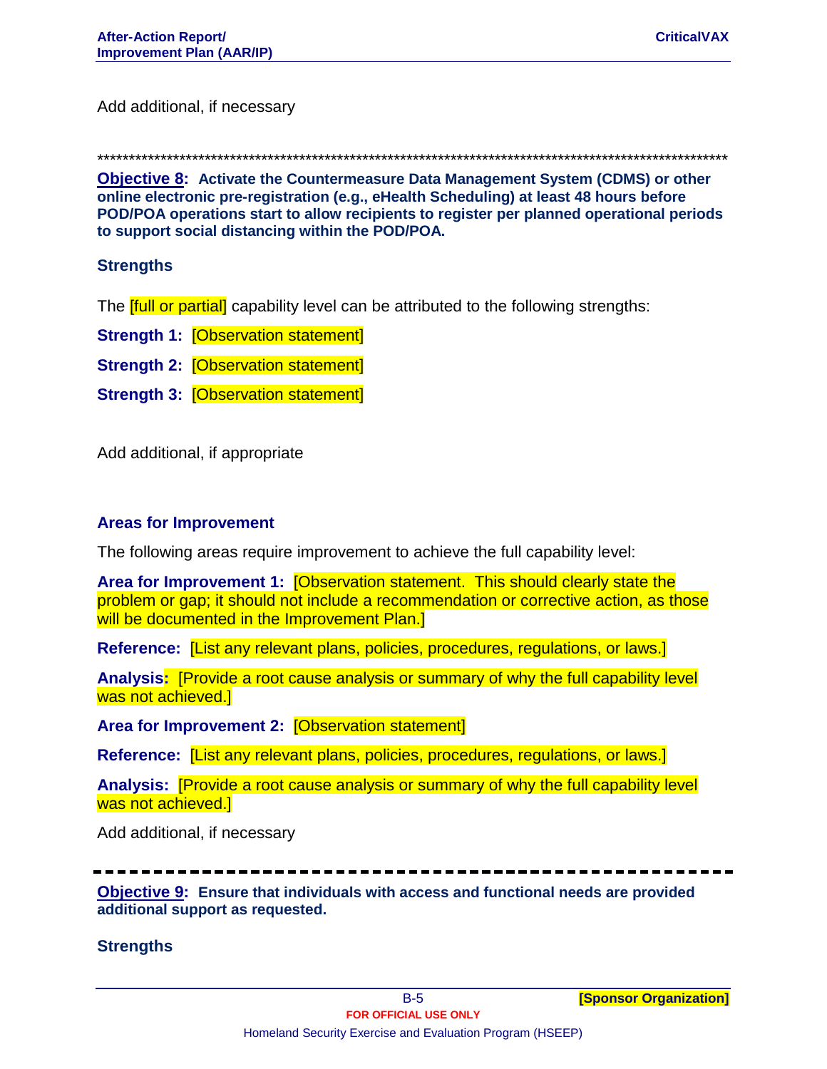Add additional, if necessary

****************************************************************************************************

**Objective 8: Activate the Countermeasure Data Management System (CDMS) or other online electronic pre-registration (e.g., eHealth Scheduling) at least 48 hours before POD/POA operations start to allow recipients to register per planned operational periods to support social distancing within the POD/POA.**

### Strengths

The [full or partial] capability level can be attributed to the following strengths:

**Strength 1:** [Observation statement]

**Strength 2:** [Observation statement]

**Strength 3:** [Observation statement]

Add additional, if appropriate

### Areas for Improvement

The following areas require improvement to achieve the full capability level:

**Area for Improvement 1:** [Observation statement. This should clearly state the problem or gap; it should not include a recommendation or corrective action, as those will be documented in the Improvement Plan.]

**Reference:** [List any relevant plans, policies, procedures, regulations, or laws.]

**Analysis:** [Provide a root cause analysis or summary of why the full capability level was not achieved.]

**Area for Improvement 2:** [Observation statement]

**Reference:** [List any relevant plans, policies, procedures, regulations, or laws.]

**Analysis:** [Provide a root cause analysis or summary of why the full capability level was not achieved.]

Add additional, if necessary

---

**Objective 9: Ensure that individuals with access and functional needs are provided additional support as requested.**

### Strengths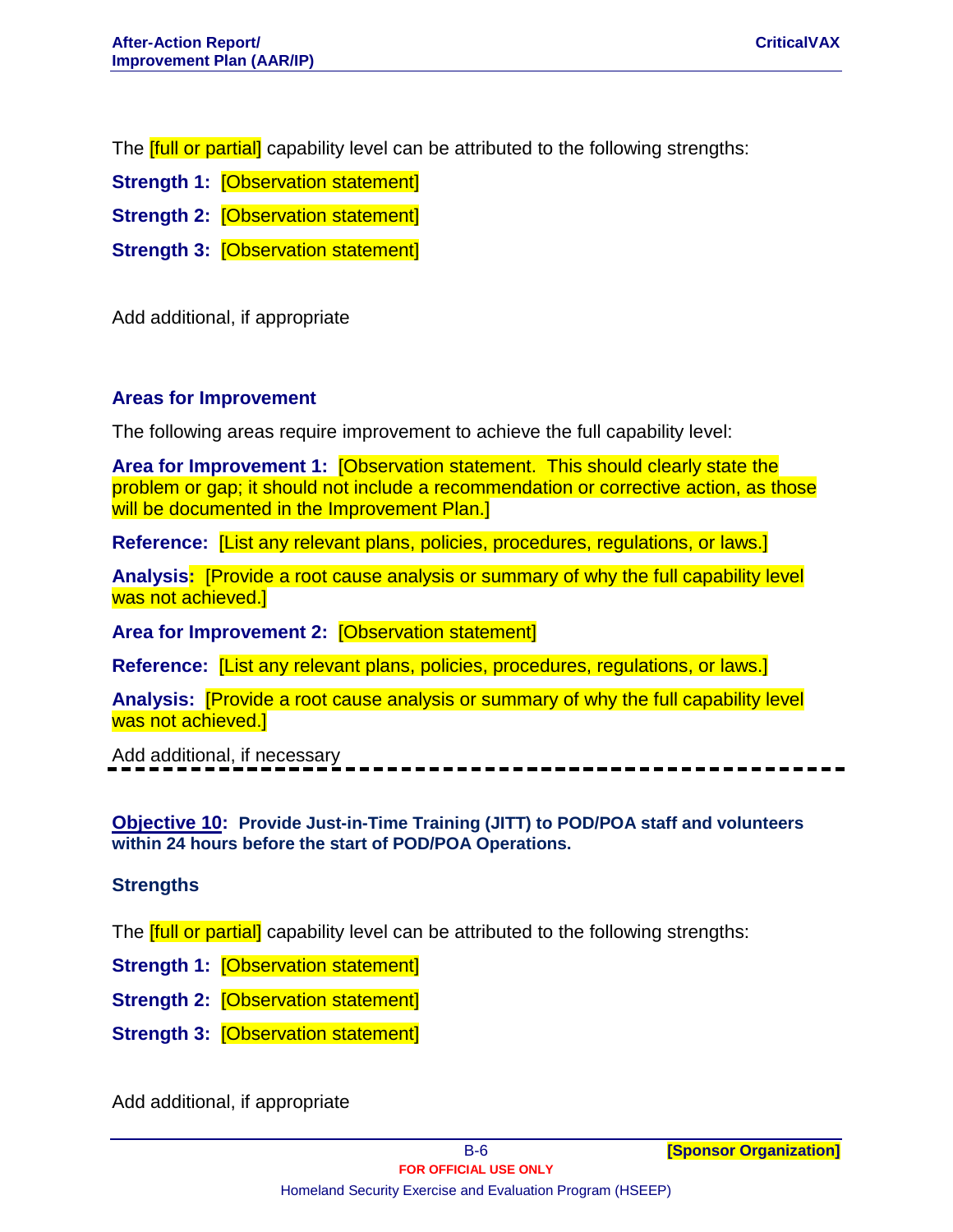The [full or partial] capability level can be attributed to the following strengths:

**Strength 1:** [Observation statement]

**Strength 2:** [Observation statement]

**Strength 3:** [Observation statement]

Add additional, if appropriate

### Areas for Improvement

The following areas require improvement to achieve the full capability level:

**Area for Improvement 1:** [Observation statement. This should clearly state the problem or gap; it should not include a recommendation or corrective action, as those will be documented in the Improvement Plan.]

**Reference:** [List any relevant plans, policies, procedures, regulations, or laws.]

**Analysis:** [Provide a root cause analysis or summary of why the full capability level was not achieved.]

**Area for Improvement 2:** [Observation statement]

**Reference:** [List any relevant plans, policies, procedures, regulations, or laws.]

**Analysis:** [Provide a root cause analysis or summary of why the full capability level was not achieved.]

Add additional, if necessary

---

**Objective 10: Provide Just-in-Time Training (JITT) to POD/POA staff and volunteers within 24 hours before the start of POD/POA Operations.**

### Strengths

The [full or partial] capability level can be attributed to the following strengths:

**Strength 1:** [Observation statement]

**Strength 2:** [Observation statement]

**Strength 3:** [Observation statement]

Add additional, if appropriate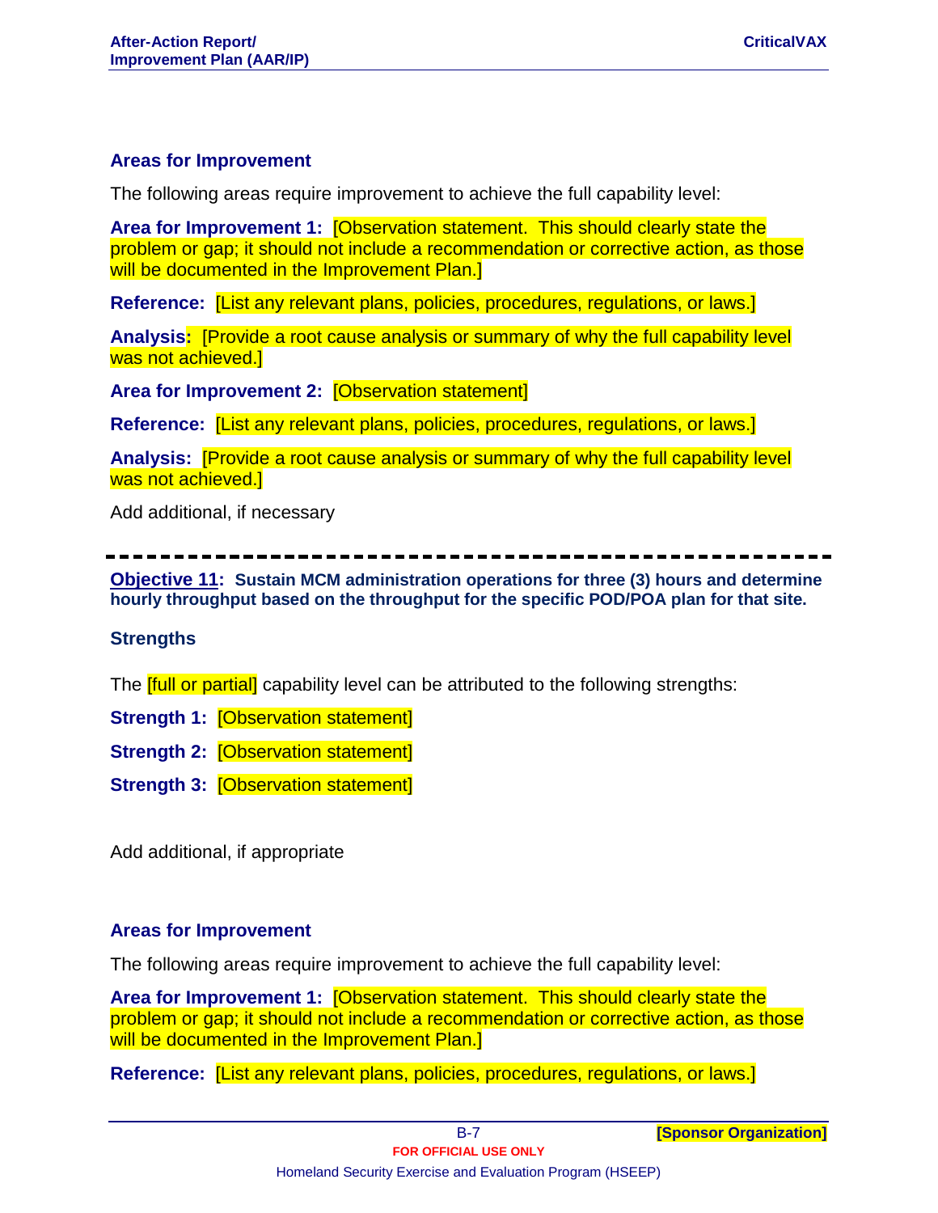### Areas for Improvement

The following areas require improvement to achieve the full capability level:

**Area for Improvement 1:** [Observation statement. This should clearly state the problem or gap; it should not include a recommendation or corrective action, as those will be documented in the Improvement Plan.]

**Reference:** [List any relevant plans, policies, procedures, regulations, or laws.]

**Analysis:** [Provide a root cause analysis or summary of why the full capability level was not achieved.]

**Area for Improvement 2:** [Observation statement]

**Reference:** [List any relevant plans, policies, procedures, regulations, or laws.]

**Analysis:** [Provide a root cause analysis or summary of why the full capability level was not achieved.]

Add additional, if necessary

---

**Objective 11: Sustain MCM administration operations for three (3) hours and determine hourly throughput based on the throughput for the specific POD/POA plan for that site.**

### Strengths

The [full or partial] capability level can be attributed to the following strengths:

**Strength 1:** [Observation statement]

**Strength 2:** [Observation statement]

**Strength 3:** [Observation statement]

Add additional, if appropriate

### Areas for Improvement

The following areas require improvement to achieve the full capability level:

**Area for Improvement 1:** [Observation statement. This should clearly state the problem or gap; it should not include a recommendation or corrective action, as those will be documented in the Improvement Plan.]

**Reference:** [List any relevant plans, policies, procedures, regulations, or laws.]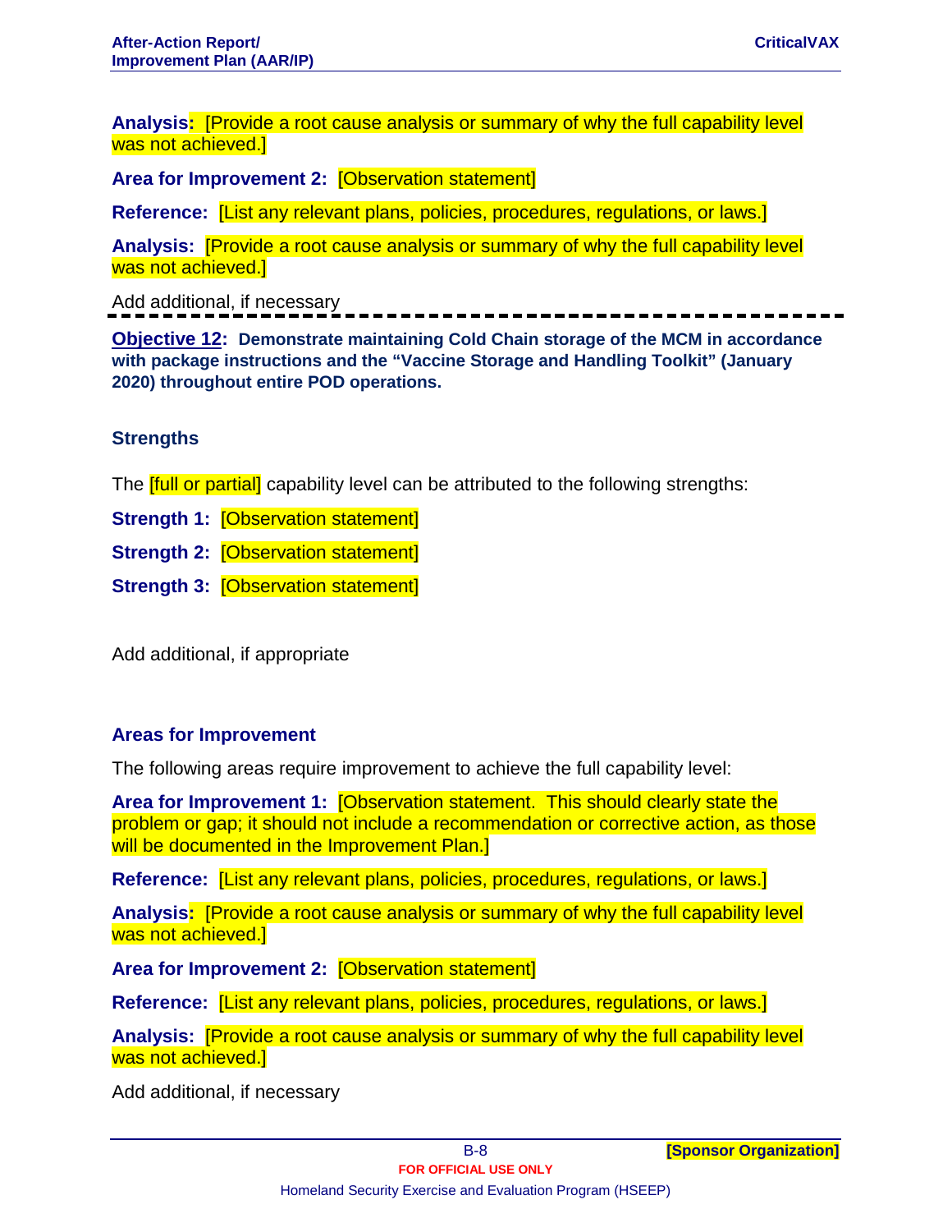**Analysis:** [Provide a root cause analysis or summary of why the full capability level was not achieved.]

**Area for Improvement 2:** [Observation statement]

**Reference:** [List any relevant plans, policies, procedures, regulations, or laws.]

**Analysis:** [Provide a root cause analysis or summary of why the full capability level was not achieved.]

Add additional, if necessary

---

**Objective 12: Demonstrate maintaining Cold Chain storage of the MCM in accordance with package instructions and the "Vaccine Storage and Handling Toolkit" (January 2020) throughout entire POD operations.**

### Strengths

The [full or partial] capability level can be attributed to the following strengths:

**Strength 1:** [Observation statement]

**Strength 2:** [Observation statement]

**Strength 3:** [Observation statement]

Add additional, if appropriate

### Areas for Improvement

The following areas require improvement to achieve the full capability level:

**Area for Improvement 1:** [Observation statement. This should clearly state the problem or gap; it should not include a recommendation or corrective action, as those will be documented in the Improvement Plan.]

**Reference:** [List any relevant plans, policies, procedures, regulations, or laws.]

**Analysis:** [Provide a root cause analysis or summary of why the full capability level was not achieved.]

**Area for Improvement 2:** [Observation statement]

**Reference:** [List any relevant plans, policies, procedures, regulations, or laws.]

**Analysis:** [Provide a root cause analysis or summary of why the full capability level was not achieved.]

Add additional, if necessary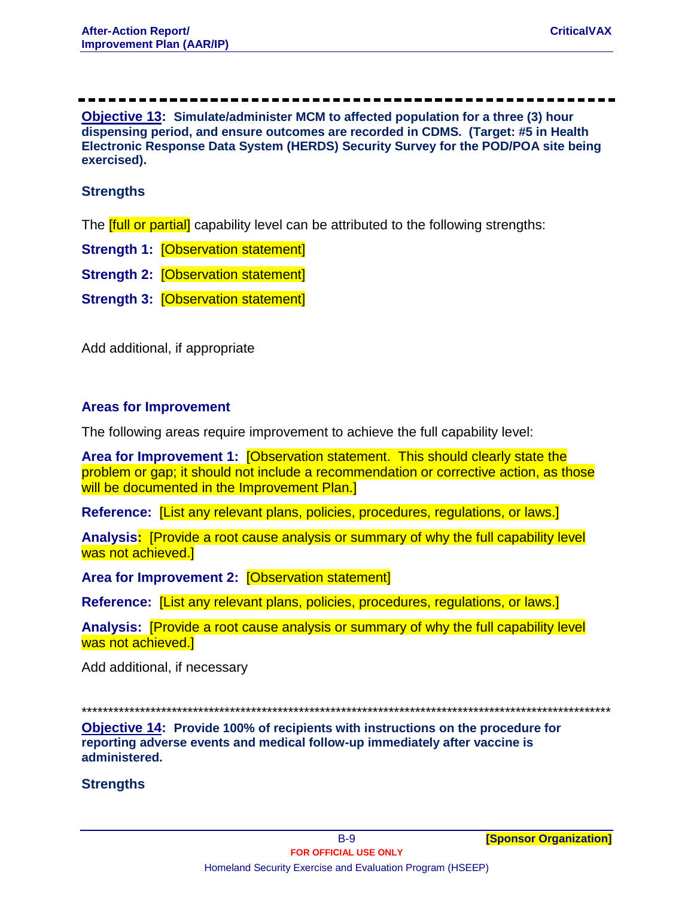---

**Objective 13:** **Simulate/administer MCM to affected population for a three (3) hour dispensing period, and ensure outcomes are recorded in CDMS. (Target: #5 in Health Electronic Response Data System (HERDS) Security Survey for the POD/POA site being exercised).**

### Strengths

The [full or partial] capability level can be attributed to the following strengths:

**Strength 1:** [Observation statement]

**Strength 2:** [Observation statement]

**Strength 3:** [Observation statement]

Add additional, if appropriate

### Areas for Improvement

The following areas require improvement to achieve the full capability level:

**Area for Improvement 1:** [Observation statement. This should clearly state the problem or gap; it should not include a recommendation or corrective action, as those will be documented in the Improvement Plan.]

**Reference:** [List any relevant plans, policies, procedures, regulations, or laws.]

**Analysis:** [Provide a root cause analysis or summary of why the full capability level was not achieved.]

**Area for Improvement 2:** [Observation statement]

**Reference:** [List any relevant plans, policies, procedures, regulations, or laws.]

**Analysis:** [Provide a root cause analysis or summary of why the full capability level was not achieved.]

Add additional, if necessary

---

**Objective 14:** **Provide 100% of recipients with instructions on the procedure for reporting adverse events and medical follow-up immediately after vaccine is administered.**

### Strengths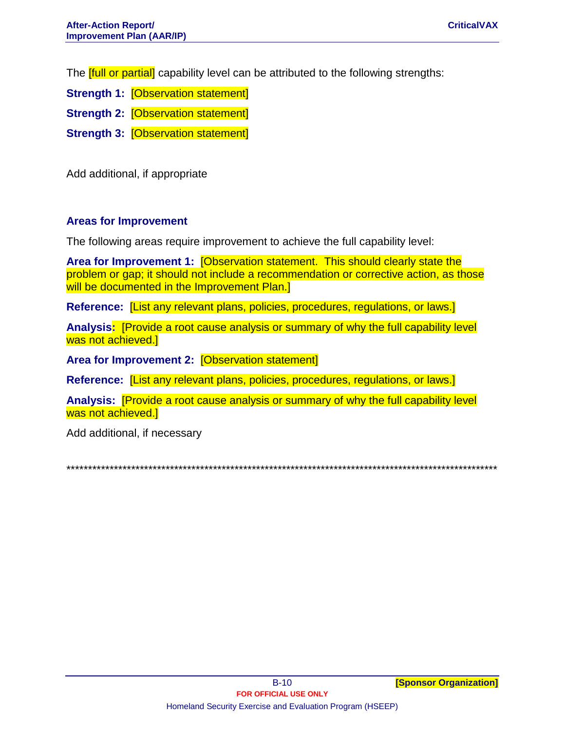The [full or partial] capability level can be attributed to the following strengths:

**Strength 1:** [Observation statement]

**Strength 2:** [Observation statement]

**Strength 3:** [Observation statement]

Add additional, if appropriate

### Areas for Improvement

The following areas require improvement to achieve the full capability level:

**Area for Improvement 1:** [Observation statement. This should clearly state the problem or gap; it should not include a recommendation or corrective action, as those will be documented in the Improvement Plan.]

**Reference:** [List any relevant plans, policies, procedures, regulations, or laws.]

**Analysis:** [Provide a root cause analysis or summary of why the full capability level was not achieved.]

**Area for Improvement 2:** [Observation statement]

**Reference:** [List any relevant plans, policies, procedures, regulations, or laws.]

**Analysis:** [Provide a root cause analysis or summary of why the full capability level was not achieved.]

Add additional, if necessary

****************************************************************************************************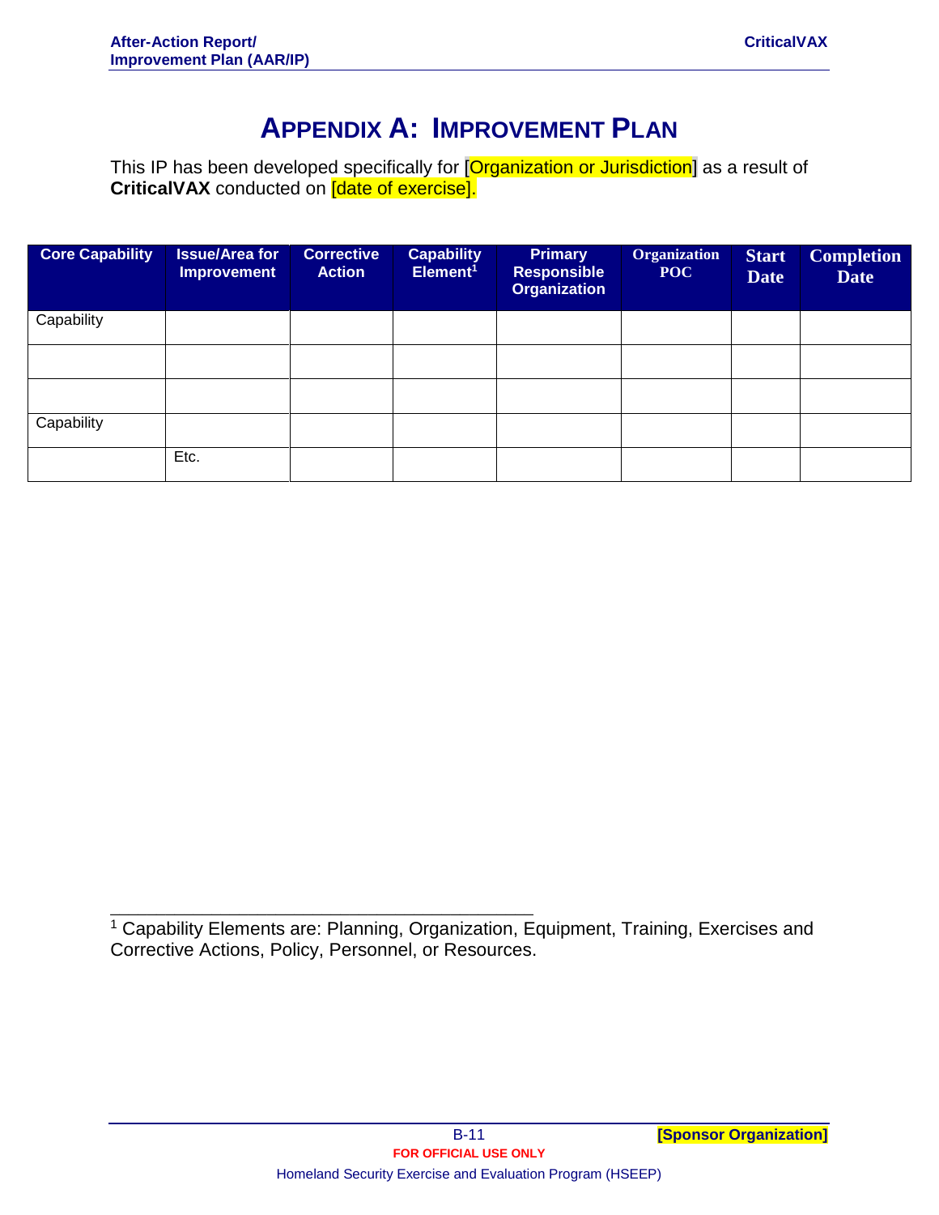# Appendix A: Improvement Plan

This IP has been developed specifically for [Organization or Jurisdiction] as a result of **CriticalVAX** conducted on [date of exercise].

| Core Capability | Issue/Area for Improvement | Corrective Action | Capability Element[1] | Primary Responsible Organization | Organization POC | Start Date | Completion Date |
|---|---|---|---|---|---|---|---|
| Capability | | | | | | | |
| | | | | | | | |
| | | | | | | | |
| Capability | | | | | | | |
| | Etc. | | | | | | |

[1] Capability Elements are: Planning, Organization, Equipment, Training, Exercises and Corrective Actions, Policy, Personnel, or Resources.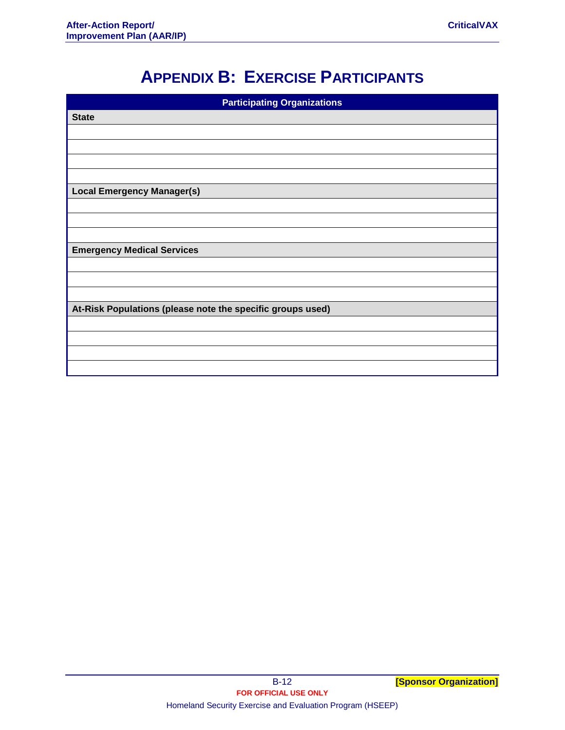# APPENDIX B: EXERCISE PARTICIPANTS

| Participating Organizations |
|---|
| **State** |
| |
| |
| |
| |
| **Local Emergency Manager(s)** |
| |
| |
| |
| **Emergency Medical Services** |
| |
| |
| |
| **At-Risk Populations (please note the specific groups used)** |
| |
| |
| |
| |